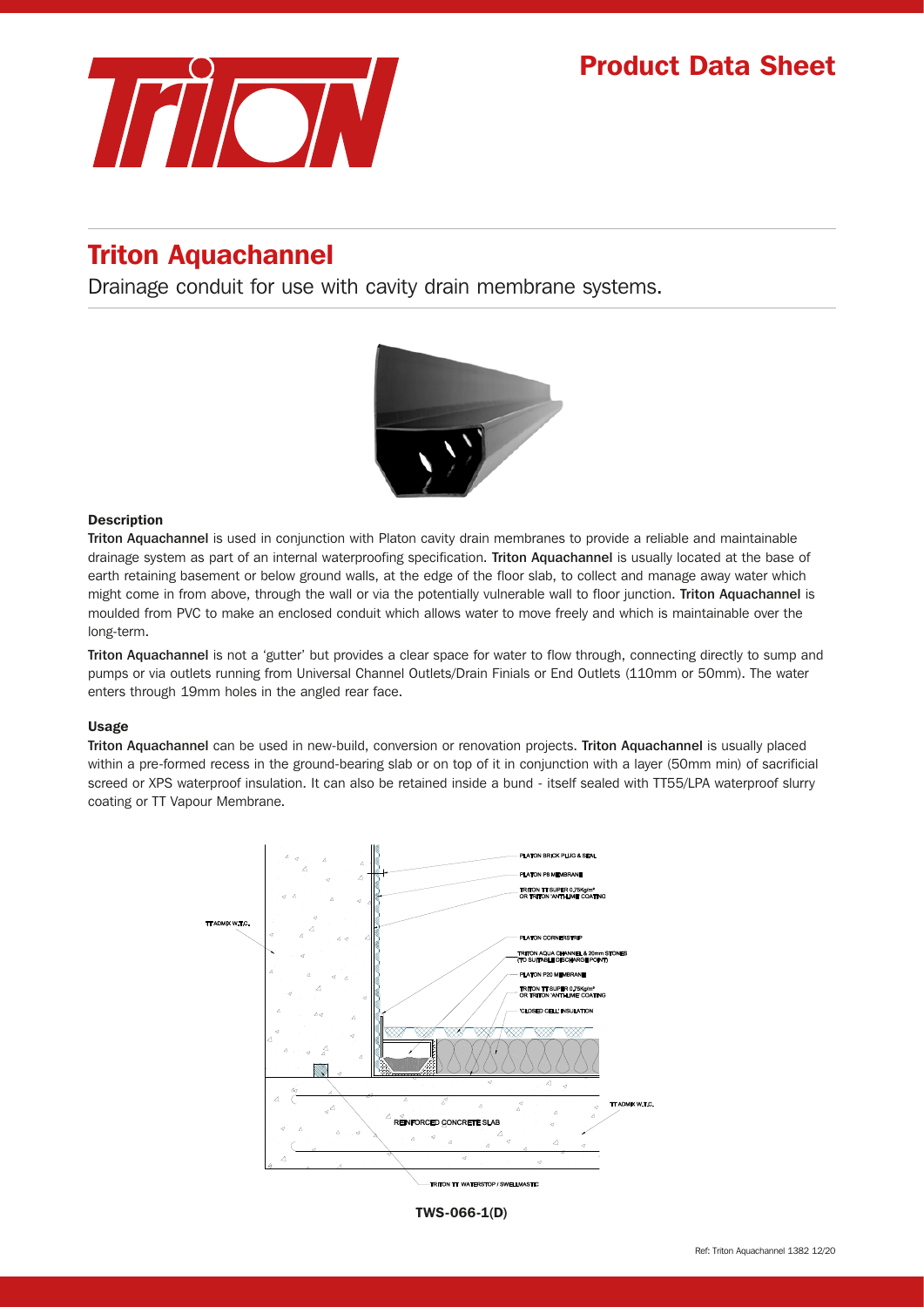Product Data Sheet

# Triton Aquachannel

Drainage conduit for use with cavity drain membrane systems.

### Description

**Triton Aquachannel** is used in conjunction with Platon cavity drain membranes to provide a reliable and maintainable drainage system as part of an internal waterproofing specification. **Triton Aquachannel** is usually located at the base of earth retaining basement or below ground walls, at the edge of the floor slab, to collect and manage away water which might come in from above, through the wall or via the potentially vulnerable wall to floor junction. **Triton Aquachannel** is moulded from PVC to make an enclosed conduit which allows water to move freely and which is maintainable over the long-term.

**Triton Aquachannel** is not a 'gutter' but provides a clear space for water to flow through, connecting directly to sump and pumps or via outlets running from Universal Channel Outlets/Drain Finials or End Outlets (110mm or 50mm). The water enters through 19mm holes in the angled rear face.

### Usage

**Triton Aquachannel** can be used in new-build, conversion or renovation projects. **Triton Aquachannel** is usually placed within a pre-formed recess in the ground-bearing slab or on top of it in conjunction with a layer (50mm min) of sacrificial screed or XPS waterproof insulation. It can also be retained inside a bund - itself sealed with TT55/LPA waterproof slurry coating or TT Vapour Membrane.

TT ADMIX W.T.C.

PLATON BRICK PLUG & SEAL

PLATON P8 MEMBRANE

TRITON TT SUPER 0.75Kg/m² OR TRITON 'ANTI-LIME' COATING

PLATON CORNERSTRIP

TRITON AQUA CHANNEL & 20mm STONES (TO SUITABLE DISCHARGE POINT)

PLATON P20 MEMBRANE

TRITON TT SUPER 0.75Kg/m² OR TRITON 'ANTI-LIME' COATING

'CLOSED CELL' INSULATION

TT ADMIX W.T.C.

REINFORCED CONCRETE SLAB

TRITON TT WATERSTOP / SWELLMASTIC

**TWS-066-1(D)**

Ref: Triton Aquachannel 1382 12/20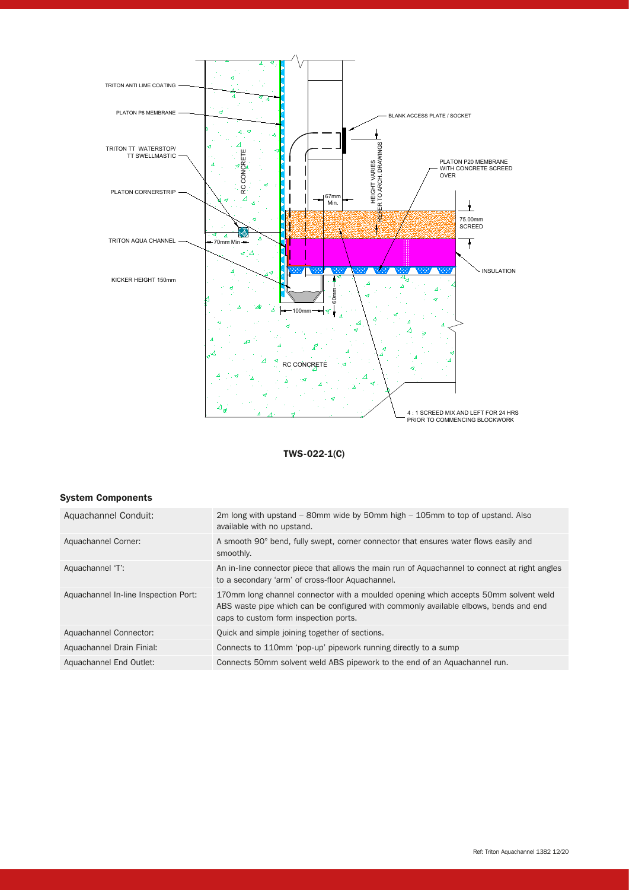TRITON ANTI LIME COATING

PLATON P8 MEMBRANE

TRITON TT WATERSTOP/
TT SWELLMASTIC

PLATON CORNERSTRIP

TRITON AQUA CHANNEL

KICKER HEIGHT 150mm

RC CONCRETE

70mm Min

BLANK ACCESS PLATE / SOCKET

HEIGHT VARIES REFER TO ARCH. DRAWINGS

PLATON P20 MEMBRANE WITH CONCRETE SCREED OVER

67mm Min.

75.00mm SCREED

INSULATION

60mm

100mm

RC CONCRETE

4 : 1 SCREED MIX AND LEFT FOR 24 HRS PRIOR TO COMMENCING BLOCKWORK

**TWS-022-1(C)**

### System Components

| | |
|---|---|
| Aquachannel Conduit: | 2m long with upstand – 80mm wide by 50mm high – 105mm to top of upstand. Also available with no upstand. |
| Aquachannel Corner: | A smooth 90° bend, fully swept, corner connector that ensures water flows easily and smoothly. |
| Aquachannel 'T': | An in-line connector piece that allows the main run of Aquachannel to connect at right angles to a secondary 'arm' of cross-floor Aquachannel. |
| Aquachannel In-line Inspection Port: | 170mm long channel connector with a moulded opening which accepts 50mm solvent weld ABS waste pipe which can be configured with commonly available elbows, bends and end caps to custom form inspection ports. |
| Aquachannel Connector: | Quick and simple joining together of sections. |
| Aquachannel Drain Finial: | Connects to 110mm 'pop-up' pipework running directly to a sump |
| Aquachannel End Outlet: | Connects 50mm solvent weld ABS pipework to the end of an Aquachannel run. |

Ref: Triton Aquachannel 1382 12/20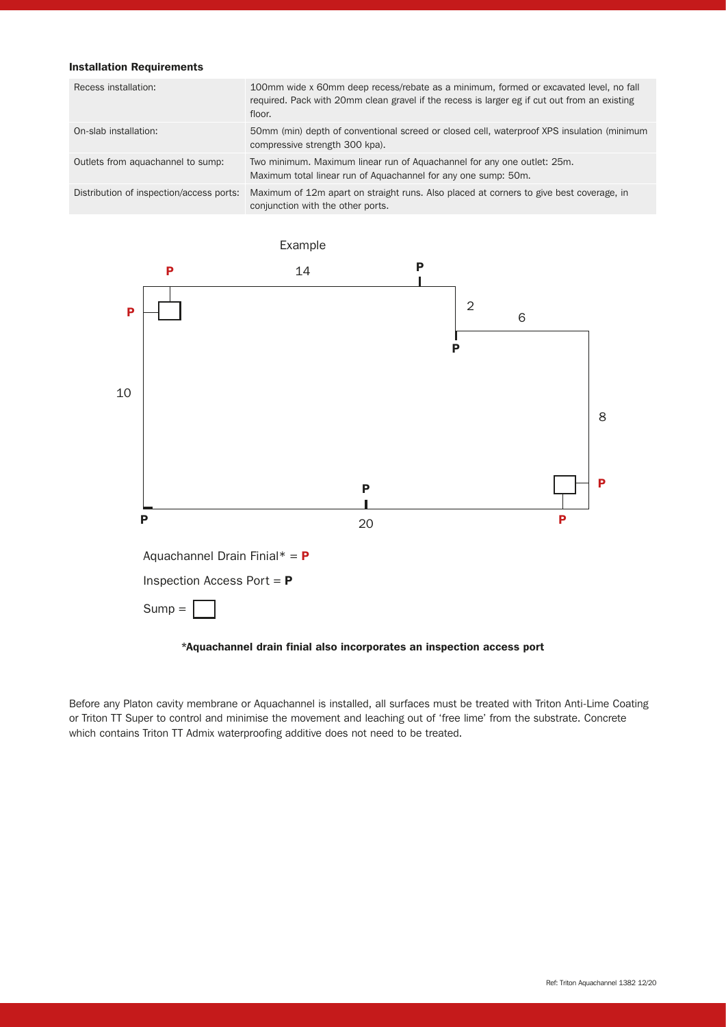### Installation Requirements

| | |
|---|---|
| Recess installation: | 100mm wide x 60mm deep recess/rebate as a minimum, formed or excavated level, no fall required. Pack with 20mm clean gravel if the recess is larger eg if cut out from an existing floor. |
| On-slab installation: | 50mm (min) depth of conventional screed or closed cell, waterproof XPS insulation (minimum compressive strength 300 kpa). |
| Outlets from aquachannel to sump: | Two minimum. Maximum linear run of Aquachannel for any one outlet: 25m. Maximum total linear run of Aquachannel for any one sump: 50m. |
| Distribution of inspection/access ports: | Maximum of 12m apart on straight runs. Also placed at corners to give best coverage, in conjunction with the other ports. |

Example

P 14 P

P 2 6

P

10 8

P P

P 20 P

Aquachannel Drain Finial* = **P**

Inspection Access Port = **P**

Sump = ☐

**\*Aquachannel drain finial also incorporates an inspection access port**

Before any Platon cavity membrane or Aquachannel is installed, all surfaces must be treated with Triton Anti-Lime Coating or Triton TT Super to control and minimise the movement and leaching out of 'free lime' from the substrate. Concrete which contains Triton TT Admix waterproofing additive does not need to be treated.

Ref: Triton Aquachannel 1382 12/20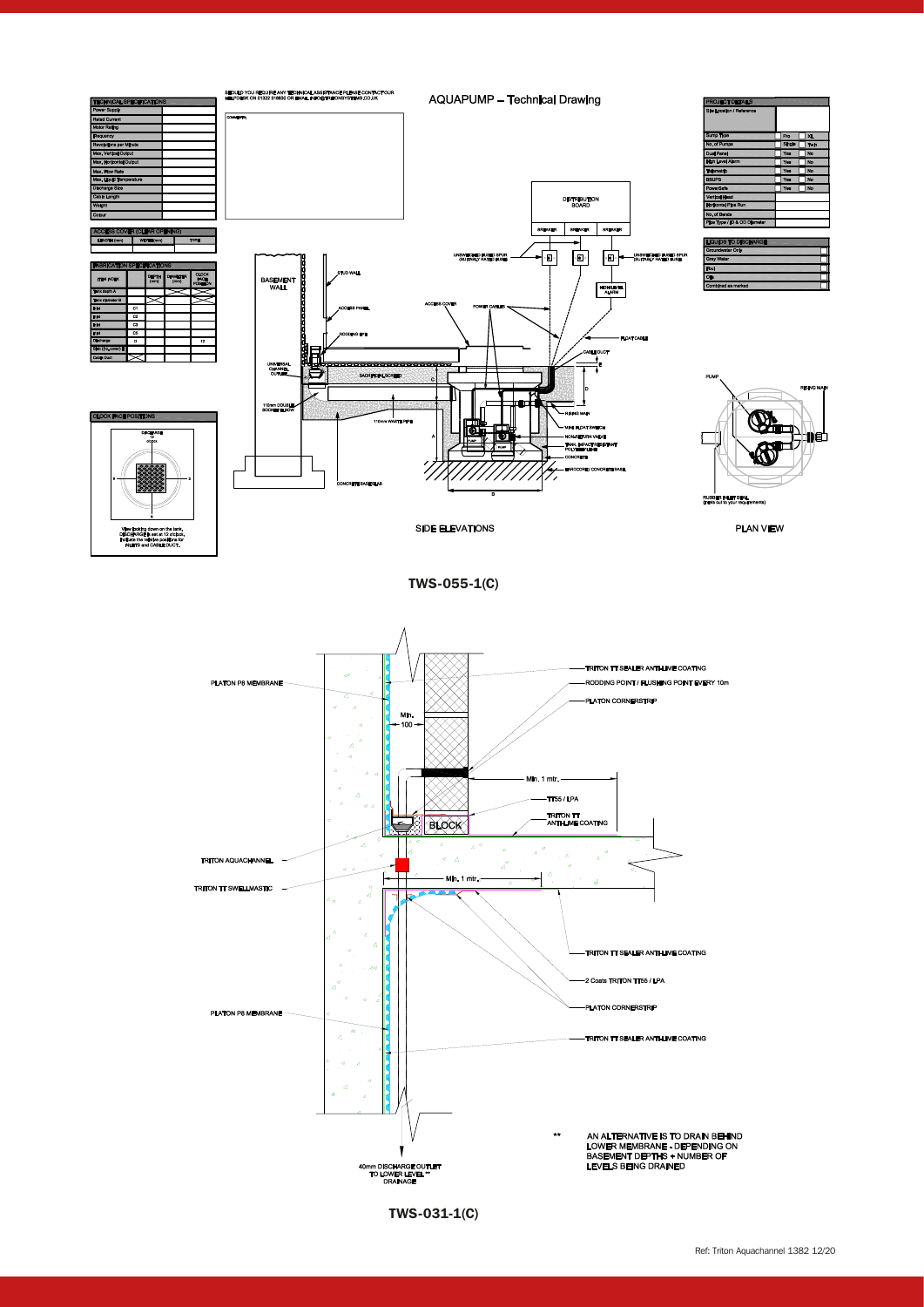SHOULD YOU REQUIRE ANY TECHNICAL ASSISTANCE PLEASE CONTACT OUR HELPDESK ON 01322 318830 OR EMAIL INFO@TRITONSYSTEMS.CO.UK

## AQUAPUMP – Technical Drawing

| TECHNICAL SPECIFICATIONS | |
|---|---|
| Power Supply | |
| Rated Current | |
| Motor Rating | |
| Frequency | |
| Revolutions per Minute | |
| Max. Vertical Output | |
| Max. Horizontal Output | |
| Max. Flow Rate | |
| Max. Liquid Temperature | |
| Discharge Size | |
| Cable Length | |
| Weight | |
| Colour | |

| ACCESS COVER (CLEAR OPENING) | | |
|---|---|---|
| LENGTH (mm) | WIDTH (mm) | TYPE |
| | | |

| FABRICATION SPECIFICATIONS | | | | |
|---|---|---|---|---|
| ITEM NO. | | DEPTH (mm) | DIAMETER (mm) | CLOCK FACE POSITION |
| Tank Depth A | | | | |
| Tank Diameter B | | | | |
| Inlet | C1 | | | |
| Inlet | C2 | | | |
| Inlet | C3 | | | |
| Inlet | C4 | | | |
| Discharge | D | | | 12 |
| Spacer (to cover) E | | | | |
| Cable Duct | | | | |

COMMENTS:

| PROJECT DETAILS | |
|---|---|
| Site Location / Reference | |
| Sump Type | Pro / XL |
| No. of Pumps | Single / Twin |
| Dual Panel | Yes / No |
| High Level Alarm | Yes / No |
| Telemetry | Yes / No |
| BBUPS | Yes / No |
| PowerSafe | Yes / No |
| Vertical Head | |
| Horizontal Pipe Run | |
| No. of Bends | |
| Pipe Type / ID & OD Diameter | |

| LIQUIDS TO DISCHARGE | |
|---|---|
| Groundwater Only | ☐ |
| Grey Water | ☐ |
| Foul | ☐ |
| Oils | ☐ |
| Combined as marked | ☐ |

CLOCK FACE POSITIONS

DISCHARGE 12 o'clock

View looking down on the tank, DISCHARGE is set at 12 o'clock. Indicate the relative positions for INLETS and CABLE DUCT.

DISTRIBUTION BOARD — BREAKER — BREAKER — BREAKER

UNSWITCHED FUSED SPUR (SUITABLY RATED FUSE) — UNSWITCHED FUSED SPUR (SUITABLY RATED FUSE) — HIGH LEVEL ALARM

BASEMENT WALL — STUD WALL — ACCESS PANEL — RODDING EYE — UNIVERSAL CHANNEL OUTLET — 110mm DOUBLE SOCKET ELBOW — 110mm WASTE PIPE — SAND/CEMENT SCREED — ACCESS COVER — POWER CABLES — FLOAT CABLE — CABLE DUCT — RISING MAIN — WIRE FLOAT SWITCH — NON-RETURN VALVE — TANK, IMPACT RESISTANT POLYETHYLENE — CONCRETE — ENVIROCORE / CONCRETE BASE — CONCRETE BASE SLAB — A — B — C — D — E

SIDE ELEVATIONS

PUMP — RISING MAIN — RUBBER INLET SEAL (make cut to your requirements)

PLAN VIEW

**TWS-055-1(C)**

PLATON P8 MEMBRANE — Min. 100 — TRITON TT SEALER ANTI-LIME COATING — RODDING POINT / FLUSHING POINT EVERY 10m — PLATON CORNERSTRIP — Min. 1 mtr. — TT55 / LPA — TRITON TT ANTI-LIME COATING — BLOCK — TRITON AQUACHANNEL — TRITON TT SWELLMASTIC — Min. 1 mtr. — TRITON TT SEALER ANTI-LIME COATING — 2 Coats TRITON TT55 / LPA — PLATON CORNERSTRIP — TRITON TT SEALER ANTI-LIME COATING — PLATON P8 MEMBRANE — 40mm DISCHARGE OUTLET TO LOWER LEVEL ** DRAINAGE

** AN ALTERNATIVE IS TO DRAIN BEHIND LOWER MEMBRANE - DEPENDING ON BASEMENT DEPTHS + NUMBER OF LEVELS BEING DRAINED

**TWS-031-1(C)**

Ref: Triton Aquachannel 1382 12/20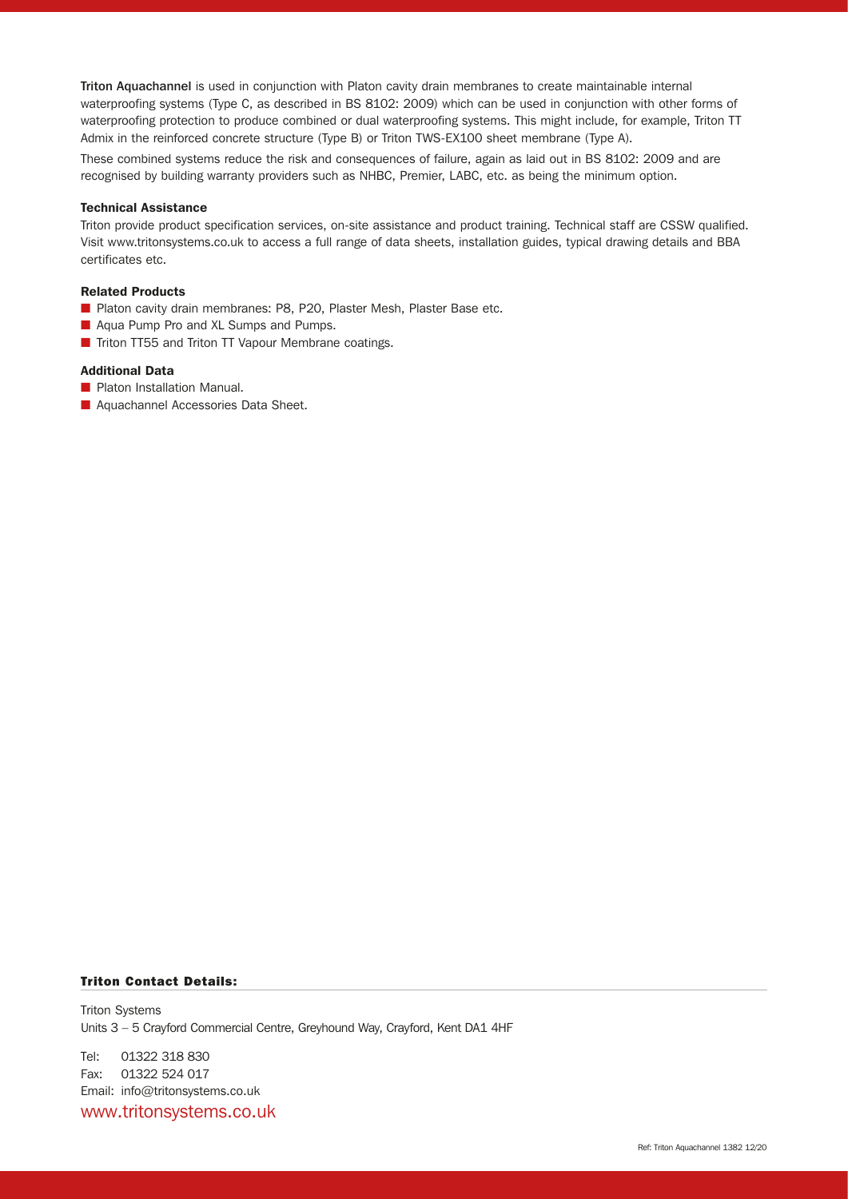**Triton Aquachannel** is used in conjunction with Platon cavity drain membranes to create maintainable internal waterproofing systems (Type C, as described in BS 8102: 2009) which can be used in conjunction with other forms of waterproofing protection to produce combined or dual waterproofing systems. This might include, for example, Triton TT Admix in the reinforced concrete structure (Type B) or Triton TWS-EX100 sheet membrane (Type A).

These combined systems reduce the risk and consequences of failure, again as laid out in BS 8102: 2009 and are recognised by building warranty providers such as NHBC, Premier, LABC, etc. as being the minimum option.

### Technical Assistance

Triton provide product specification services, on-site assistance and product training. Technical staff are CSSW qualified. Visit www.tritonsystems.co.uk to access a full range of data sheets, installation guides, typical drawing details and BBA certificates etc.

### Related Products

- Platon cavity drain membranes: P8, P20, Plaster Mesh, Plaster Base etc.
- Aqua Pump Pro and XL Sumps and Pumps.
- Triton TT55 and Triton TT Vapour Membrane coatings.

### Additional Data

- Platon Installation Manual.
- Aquachannel Accessories Data Sheet.

### Triton Contact Details:

Triton Systems
Units 3 – 5 Crayford Commercial Centre, Greyhound Way, Crayford, Kent DA1 4HF

Tel: 01322 318 830
Fax: 01322 524 017
Email: info@tritonsystems.co.uk

www.tritonsystems.co.uk

Ref: Triton Aquachannel 1382 12/20